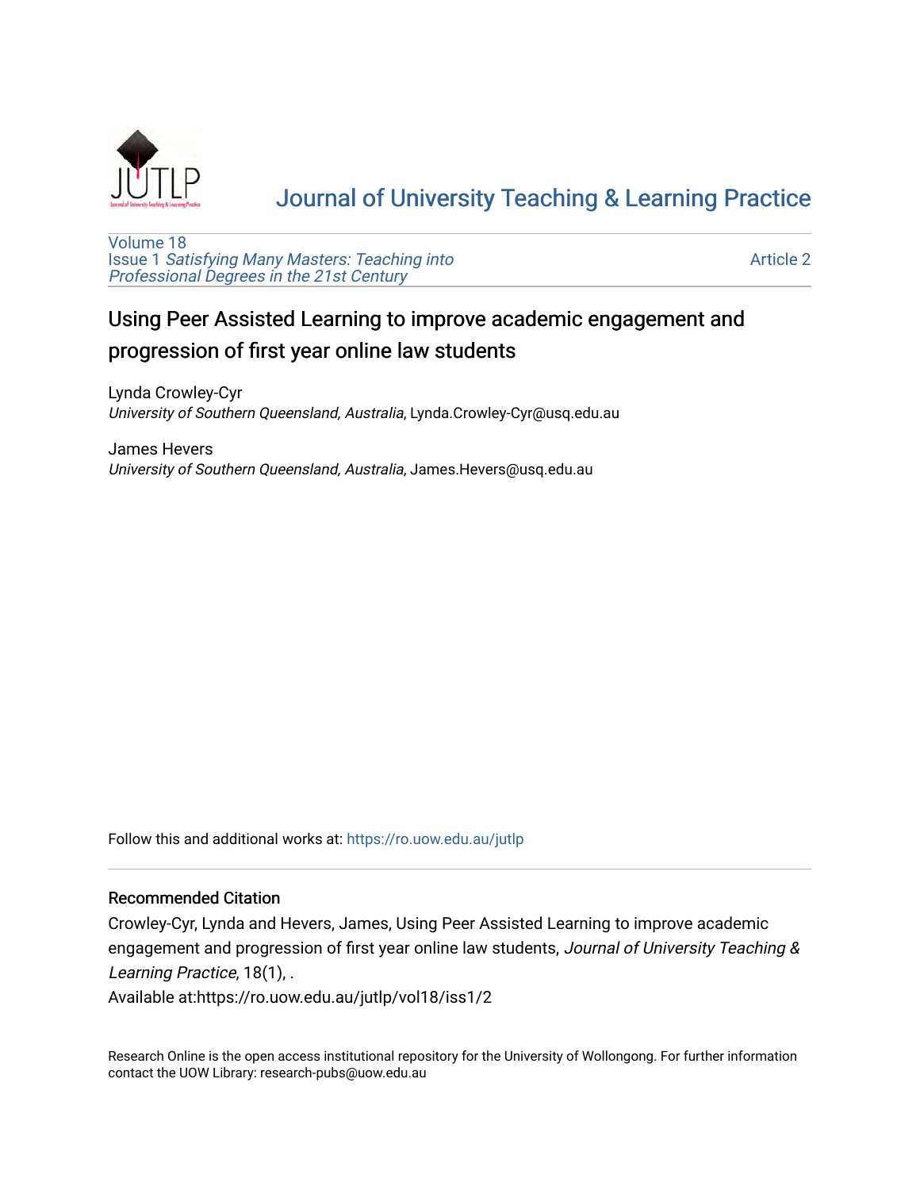# Journal of University Teaching & Learning Practice

Volume 18
Issue 1 *Satisfying Many Masters: Teaching into Professional Degrees in the 21st Century*

Article 2

## Using Peer Assisted Learning to improve academic engagement and progression of first year online law students

Lynda Crowley-Cyr
*University of Southern Queensland, Australia*, Lynda.Crowley-Cyr@usq.edu.au

James Hevers
*University of Southern Queensland, Australia*, James.Hevers@usq.edu.au

Follow this and additional works at: https://ro.uow.edu.au/jutlp

### Recommended Citation

Crowley-Cyr, Lynda and Hevers, James, Using Peer Assisted Learning to improve academic engagement and progression of first year online law students, *Journal of University Teaching & Learning Practice*, 18(1), .
Available at:https://ro.uow.edu.au/jutlp/vol18/iss1/2

Research Online is the open access institutional repository for the University of Wollongong. For further information contact the UOW Library: research-pubs@uow.edu.au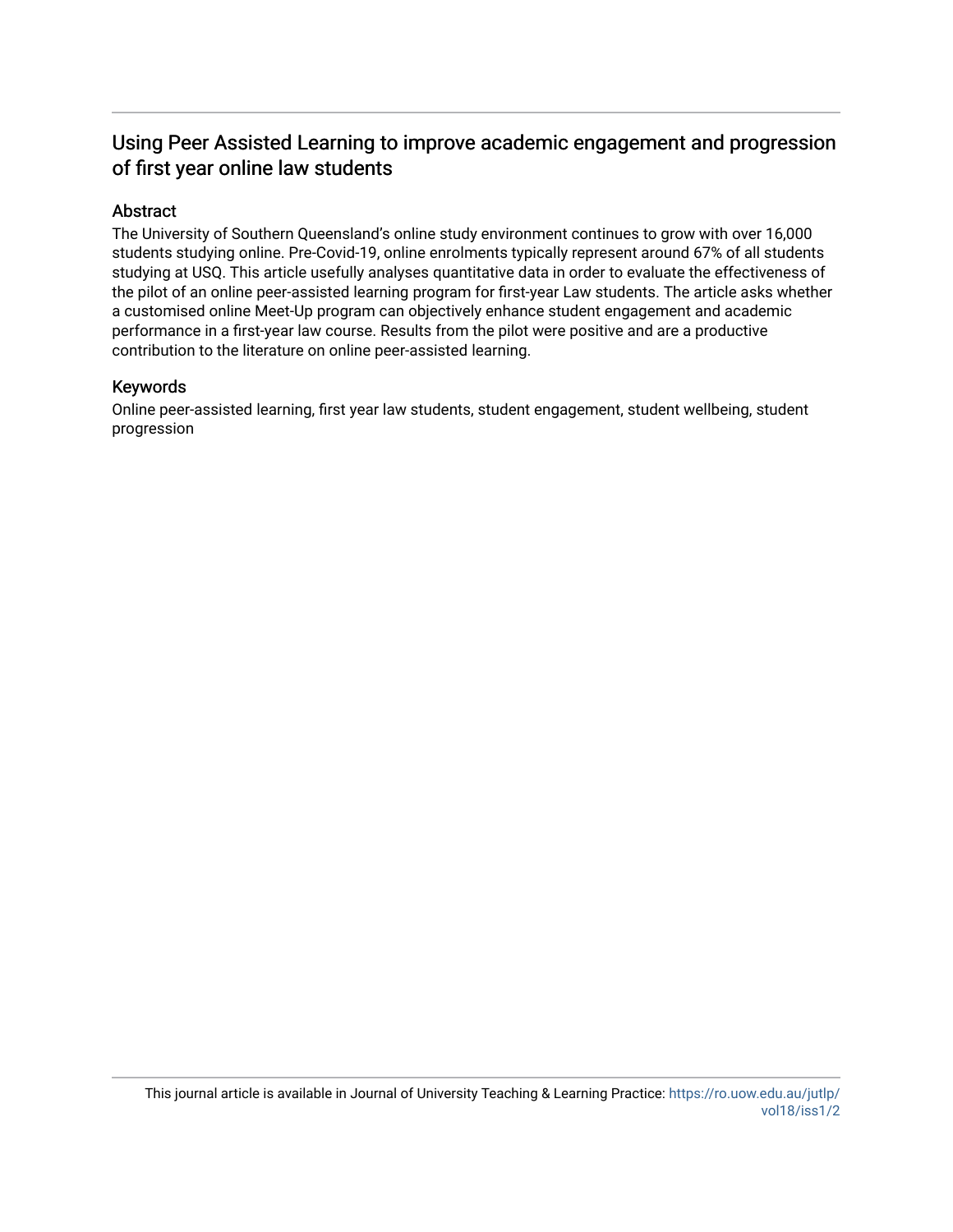# Using Peer Assisted Learning to improve academic engagement and progression of first year online law students

## Abstract

The University of Southern Queensland's online study environment continues to grow with over 16,000 students studying online. Pre-Covid-19, online enrolments typically represent around 67% of all students studying at USQ. This article usefully analyses quantitative data in order to evaluate the effectiveness of the pilot of an online peer-assisted learning program for first-year Law students. The article asks whether a customised online Meet-Up program can objectively enhance student engagement and academic performance in a first-year law course. Results from the pilot were positive and are a productive contribution to the literature on online peer-assisted learning.

## Keywords

Online peer-assisted learning, first year law students, student engagement, student wellbeing, student progression

This journal article is available in Journal of University Teaching & Learning Practice: https://ro.uow.edu.au/jutlp/vol18/iss1/2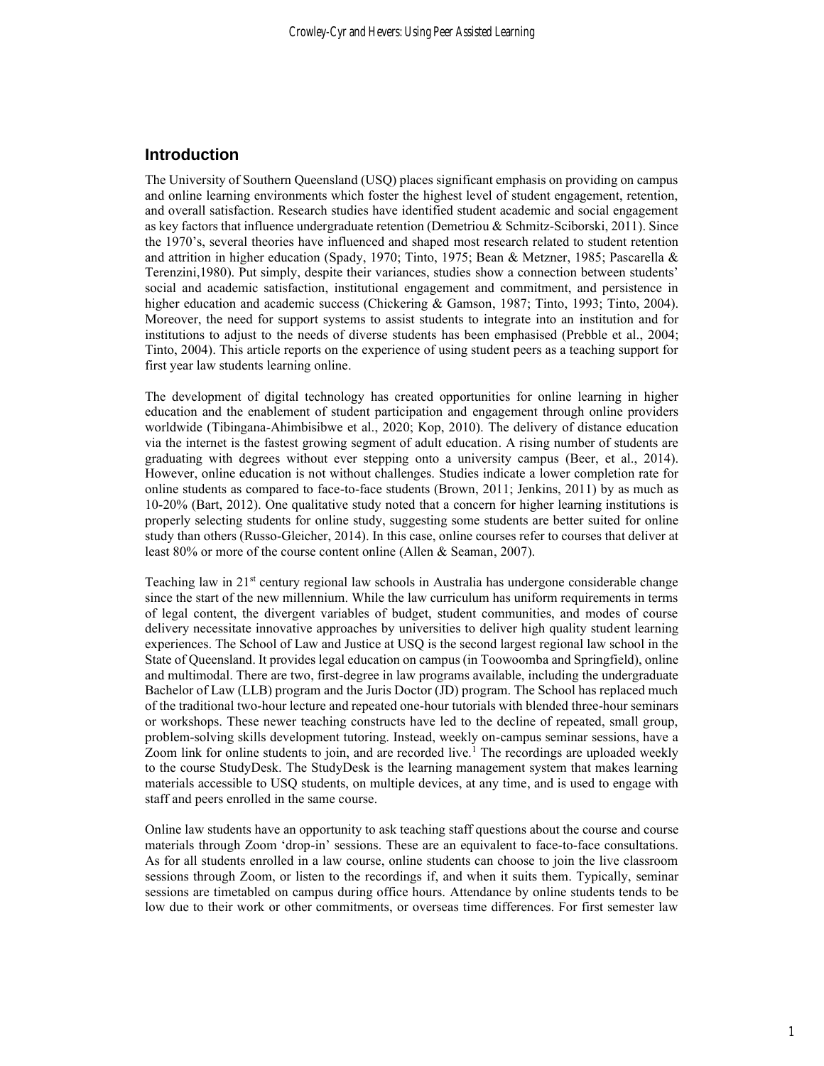## Introduction

The University of Southern Queensland (USQ) places significant emphasis on providing on campus and online learning environments which foster the highest level of student engagement, retention, and overall satisfaction. Research studies have identified student academic and social engagement as key factors that influence undergraduate retention (Demetriou & Schmitz-Sciborski, 2011). Since the 1970's, several theories have influenced and shaped most research related to student retention and attrition in higher education (Spady, 1970; Tinto, 1975; Bean & Metzner, 1985; Pascarella & Terenzini,1980). Put simply, despite their variances, studies show a connection between students' social and academic satisfaction, institutional engagement and commitment, and persistence in higher education and academic success (Chickering & Gamson, 1987; Tinto, 1993; Tinto, 2004). Moreover, the need for support systems to assist students to integrate into an institution and for institutions to adjust to the needs of diverse students has been emphasised (Prebble et al., 2004; Tinto, 2004). This article reports on the experience of using student peers as a teaching support for first year law students learning online.

The development of digital technology has created opportunities for online learning in higher education and the enablement of student participation and engagement through online providers worldwide (Tibingana-Ahimbisibwe et al., 2020; Kop, 2010). The delivery of distance education via the internet is the fastest growing segment of adult education. A rising number of students are graduating with degrees without ever stepping onto a university campus (Beer, et al., 2014). However, online education is not without challenges. Studies indicate a lower completion rate for online students as compared to face-to-face students (Brown, 2011; Jenkins, 2011) by as much as 10-20% (Bart, 2012). One qualitative study noted that a concern for higher learning institutions is properly selecting students for online study, suggesting some students are better suited for online study than others (Russo-Gleicher, 2014). In this case, online courses refer to courses that deliver at least 80% or more of the course content online (Allen & Seaman, 2007).

Teaching law in 21st century regional law schools in Australia has undergone considerable change since the start of the new millennium. While the law curriculum has uniform requirements in terms of legal content, the divergent variables of budget, student communities, and modes of course delivery necessitate innovative approaches by universities to deliver high quality student learning experiences. The School of Law and Justice at USQ is the second largest regional law school in the State of Queensland. It provides legal education on campus (in Toowoomba and Springfield), online and multimodal. There are two, first-degree in law programs available, including the undergraduate Bachelor of Law (LLB) program and the Juris Doctor (JD) program. The School has replaced much of the traditional two-hour lecture and repeated one-hour tutorials with blended three-hour seminars or workshops. These newer teaching constructs have led to the decline of repeated, small group, problem-solving skills development tutoring. Instead, weekly on-campus seminar sessions, have a Zoom link for online students to join, and are recorded live.[1] The recordings are uploaded weekly to the course StudyDesk. The StudyDesk is the learning management system that makes learning materials accessible to USQ students, on multiple devices, at any time, and is used to engage with staff and peers enrolled in the same course.

Online law students have an opportunity to ask teaching staff questions about the course and course materials through Zoom 'drop-in' sessions. These are an equivalent to face-to-face consultations. As for all students enrolled in a law course, online students can choose to join the live classroom sessions through Zoom, or listen to the recordings if, and when it suits them. Typically, seminar sessions are timetabled on campus during office hours. Attendance by online students tends to be low due to their work or other commitments, or overseas time differences. For first semester law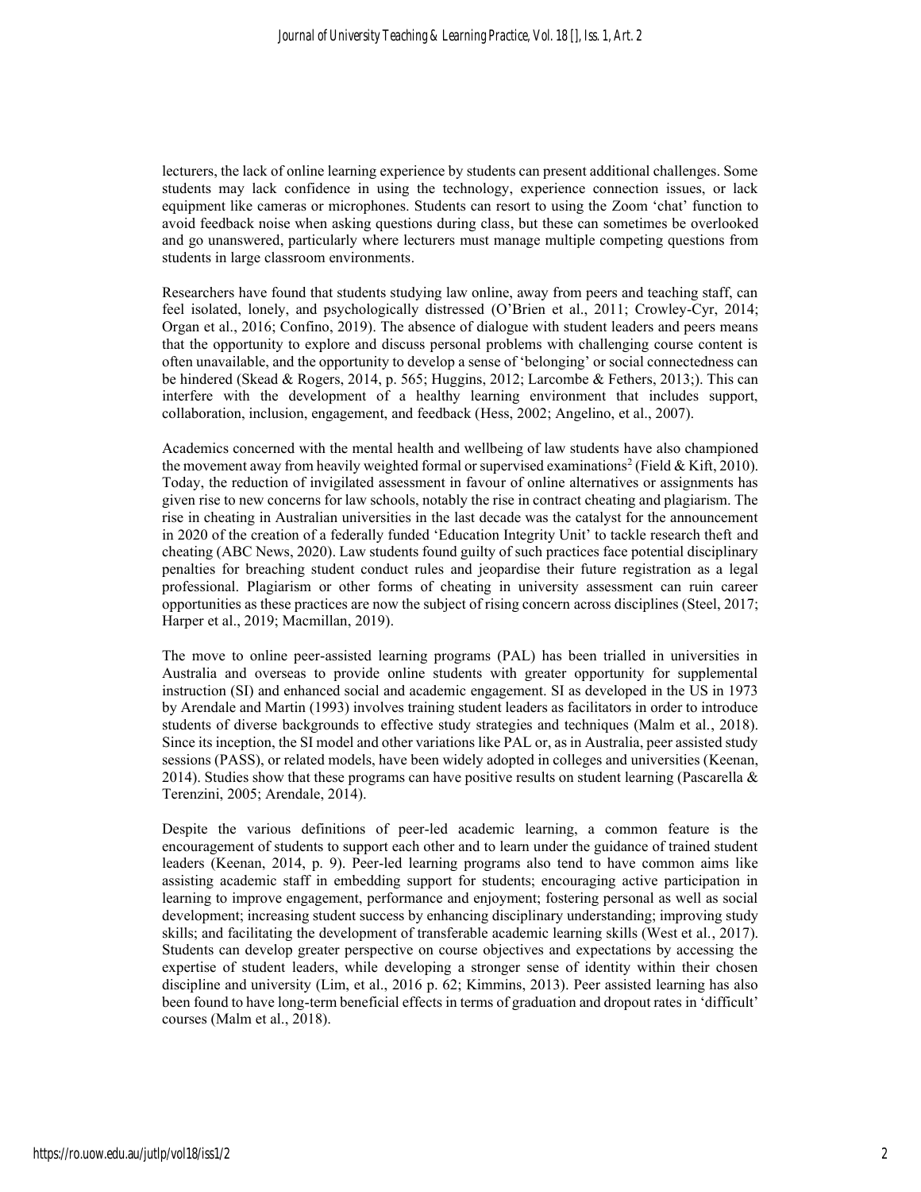lecturers, the lack of online learning experience by students can present additional challenges. Some students may lack confidence in using the technology, experience connection issues, or lack equipment like cameras or microphones. Students can resort to using the Zoom 'chat' function to avoid feedback noise when asking questions during class, but these can sometimes be overlooked and go unanswered, particularly where lecturers must manage multiple competing questions from students in large classroom environments.

Researchers have found that students studying law online, away from peers and teaching staff, can feel isolated, lonely, and psychologically distressed (O'Brien et al., 2011; Crowley-Cyr, 2014; Organ et al., 2016; Confino, 2019). The absence of dialogue with student leaders and peers means that the opportunity to explore and discuss personal problems with challenging course content is often unavailable, and the opportunity to develop a sense of 'belonging' or social connectedness can be hindered (Skead & Rogers, 2014, p. 565; Huggins, 2012; Larcombe & Fethers, 2013;). This can interfere with the development of a healthy learning environment that includes support, collaboration, inclusion, engagement, and feedback (Hess, 2002; Angelino, et al., 2007).

Academics concerned with the mental health and wellbeing of law students have also championed the movement away from heavily weighted formal or supervised examinations[2] (Field & Kift, 2010). Today, the reduction of invigilated assessment in favour of online alternatives or assignments has given rise to new concerns for law schools, notably the rise in contract cheating and plagiarism. The rise in cheating in Australian universities in the last decade was the catalyst for the announcement in 2020 of the creation of a federally funded 'Education Integrity Unit' to tackle research theft and cheating (ABC News, 2020). Law students found guilty of such practices face potential disciplinary penalties for breaching student conduct rules and jeopardise their future registration as a legal professional. Plagiarism or other forms of cheating in university assessment can ruin career opportunities as these practices are now the subject of rising concern across disciplines (Steel, 2017; Harper et al., 2019; Macmillan, 2019).

The move to online peer-assisted learning programs (PAL) has been trialled in universities in Australia and overseas to provide online students with greater opportunity for supplemental instruction (SI) and enhanced social and academic engagement. SI as developed in the US in 1973 by Arendale and Martin (1993) involves training student leaders as facilitators in order to introduce students of diverse backgrounds to effective study strategies and techniques (Malm et al., 2018). Since its inception, the SI model and other variations like PAL or, as in Australia, peer assisted study sessions (PASS), or related models, have been widely adopted in colleges and universities (Keenan, 2014). Studies show that these programs can have positive results on student learning (Pascarella & Terenzini, 2005; Arendale, 2014).

Despite the various definitions of peer-led academic learning, a common feature is the encouragement of students to support each other and to learn under the guidance of trained student leaders (Keenan, 2014, p. 9). Peer-led learning programs also tend to have common aims like assisting academic staff in embedding support for students; encouraging active participation in learning to improve engagement, performance and enjoyment; fostering personal as well as social development; increasing student success by enhancing disciplinary understanding; improving study skills; and facilitating the development of transferable academic learning skills (West et al., 2017). Students can develop greater perspective on course objectives and expectations by accessing the expertise of student leaders, while developing a stronger sense of identity within their chosen discipline and university (Lim, et al., 2016 p. 62; Kimmins, 2013). Peer assisted learning has also been found to have long-term beneficial effects in terms of graduation and dropout rates in 'difficult' courses (Malm et al., 2018).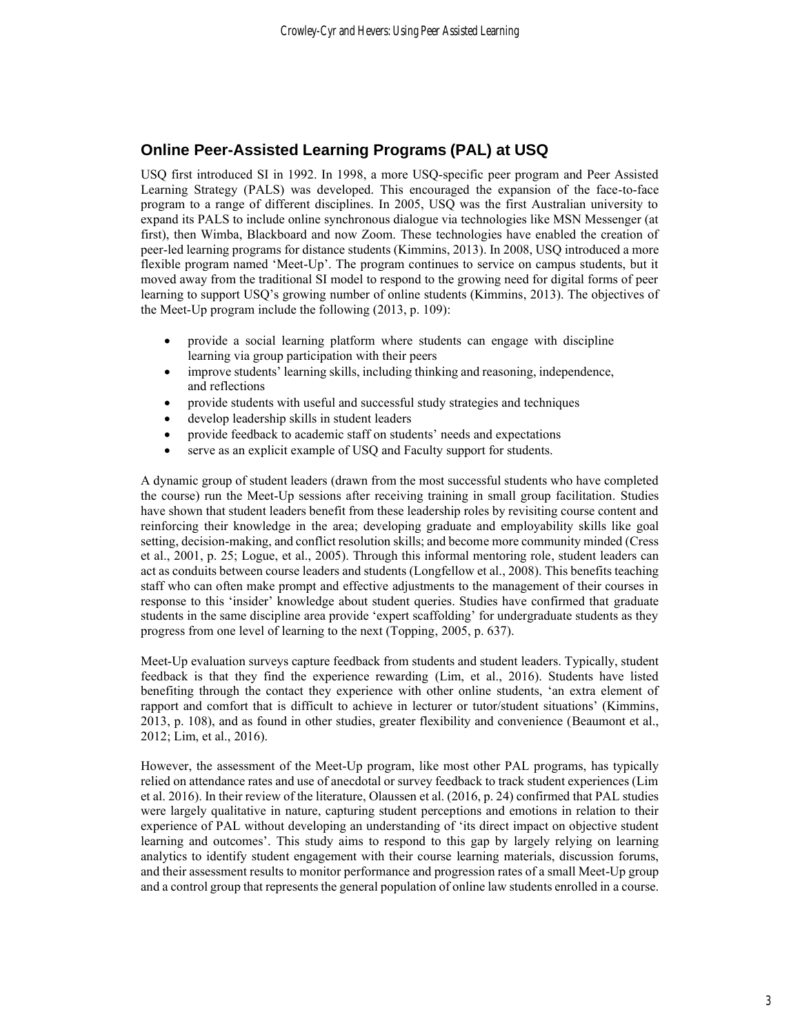## Online Peer-Assisted Learning Programs (PAL) at USQ

USQ first introduced SI in 1992. In 1998, a more USQ-specific peer program and Peer Assisted Learning Strategy (PALS) was developed. This encouraged the expansion of the face-to-face program to a range of different disciplines. In 2005, USQ was the first Australian university to expand its PALS to include online synchronous dialogue via technologies like MSN Messenger (at first), then Wimba, Blackboard and now Zoom. These technologies have enabled the creation of peer-led learning programs for distance students (Kimmins, 2013). In 2008, USQ introduced a more flexible program named 'Meet-Up'. The program continues to service on campus students, but it moved away from the traditional SI model to respond to the growing need for digital forms of peer learning to support USQ's growing number of online students (Kimmins, 2013). The objectives of the Meet-Up program include the following (2013, p. 109):

- provide a social learning platform where students can engage with discipline learning via group participation with their peers
- improve students' learning skills, including thinking and reasoning, independence, and reflections
- provide students with useful and successful study strategies and techniques
- develop leadership skills in student leaders
- provide feedback to academic staff on students' needs and expectations
- serve as an explicit example of USQ and Faculty support for students.

A dynamic group of student leaders (drawn from the most successful students who have completed the course) run the Meet-Up sessions after receiving training in small group facilitation. Studies have shown that student leaders benefit from these leadership roles by revisiting course content and reinforcing their knowledge in the area; developing graduate and employability skills like goal setting, decision-making, and conflict resolution skills; and become more community minded (Cress et al., 2001, p. 25; Logue, et al., 2005). Through this informal mentoring role, student leaders can act as conduits between course leaders and students (Longfellow et al., 2008). This benefits teaching staff who can often make prompt and effective adjustments to the management of their courses in response to this 'insider' knowledge about student queries. Studies have confirmed that graduate students in the same discipline area provide 'expert scaffolding' for undergraduate students as they progress from one level of learning to the next (Topping, 2005, p. 637).

Meet-Up evaluation surveys capture feedback from students and student leaders. Typically, student feedback is that they find the experience rewarding (Lim, et al., 2016). Students have listed benefiting through the contact they experience with other online students, 'an extra element of rapport and comfort that is difficult to achieve in lecturer or tutor/student situations' (Kimmins, 2013, p. 108), and as found in other studies, greater flexibility and convenience (Beaumont et al., 2012; Lim, et al., 2016).

However, the assessment of the Meet-Up program, like most other PAL programs, has typically relied on attendance rates and use of anecdotal or survey feedback to track student experiences (Lim et al. 2016). In their review of the literature, Olaussen et al. (2016, p. 24) confirmed that PAL studies were largely qualitative in nature, capturing student perceptions and emotions in relation to their experience of PAL without developing an understanding of 'its direct impact on objective student learning and outcomes'. This study aims to respond to this gap by largely relying on learning analytics to identify student engagement with their course learning materials, discussion forums, and their assessment results to monitor performance and progression rates of a small Meet-Up group and a control group that represents the general population of online law students enrolled in a course.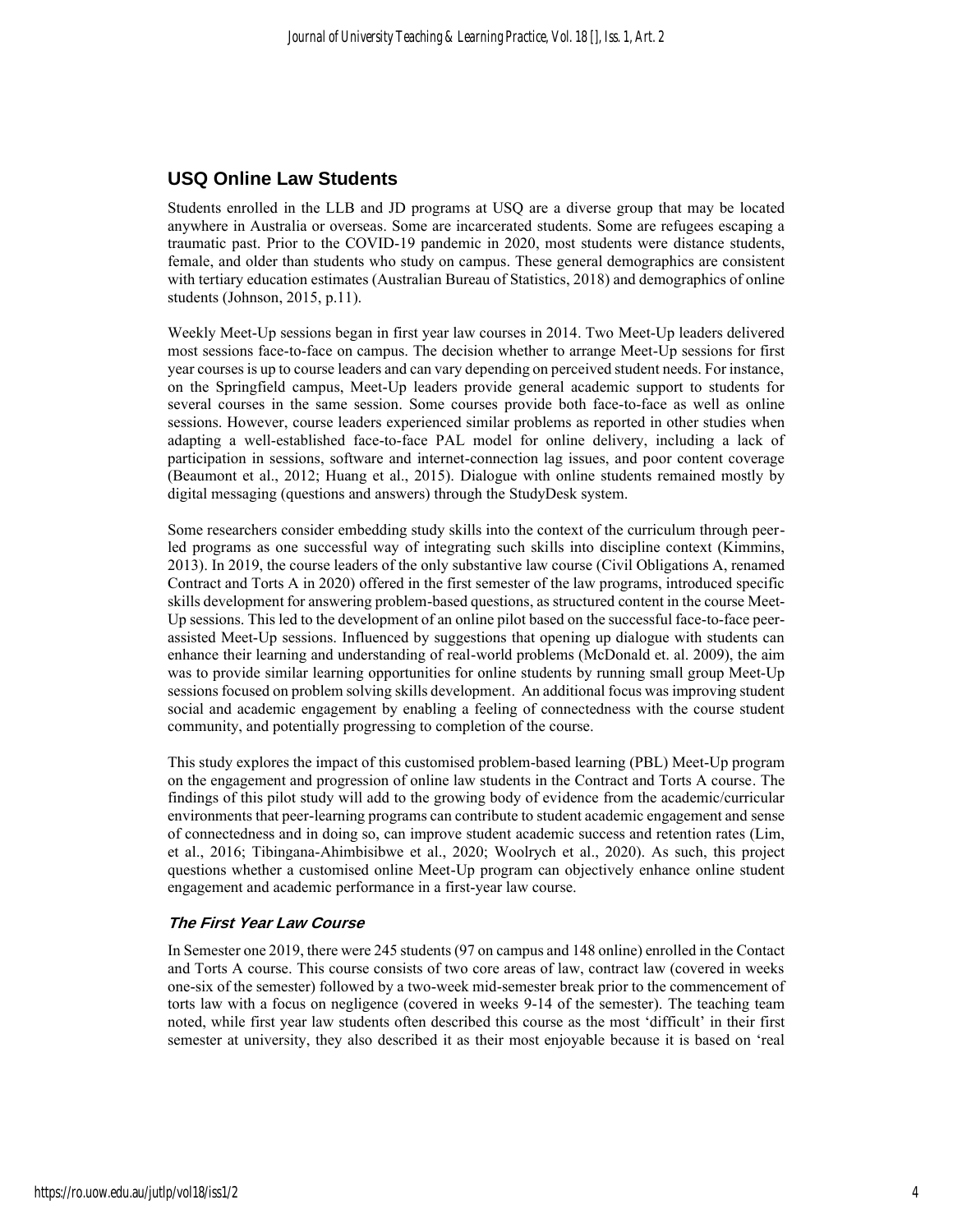## USQ Online Law Students

Students enrolled in the LLB and JD programs at USQ are a diverse group that may be located anywhere in Australia or overseas. Some are incarcerated students. Some are refugees escaping a traumatic past. Prior to the COVID-19 pandemic in 2020, most students were distance students, female, and older than students who study on campus. These general demographics are consistent with tertiary education estimates (Australian Bureau of Statistics, 2018) and demographics of online students (Johnson, 2015, p.11).

Weekly Meet-Up sessions began in first year law courses in 2014. Two Meet-Up leaders delivered most sessions face-to-face on campus. The decision whether to arrange Meet-Up sessions for first year courses is up to course leaders and can vary depending on perceived student needs. For instance, on the Springfield campus, Meet-Up leaders provide general academic support to students for several courses in the same session. Some courses provide both face-to-face as well as online sessions. However, course leaders experienced similar problems as reported in other studies when adapting a well-established face-to-face PAL model for online delivery, including a lack of participation in sessions, software and internet-connection lag issues, and poor content coverage (Beaumont et al., 2012; Huang et al., 2015). Dialogue with online students remained mostly by digital messaging (questions and answers) through the StudyDesk system.

Some researchers consider embedding study skills into the context of the curriculum through peer-led programs as one successful way of integrating such skills into discipline context (Kimmins, 2013). In 2019, the course leaders of the only substantive law course (Civil Obligations A, renamed Contract and Torts A in 2020) offered in the first semester of the law programs, introduced specific skills development for answering problem-based questions, as structured content in the course Meet-Up sessions. This led to the development of an online pilot based on the successful face-to-face peer-assisted Meet-Up sessions. Influenced by suggestions that opening up dialogue with students can enhance their learning and understanding of real-world problems (McDonald et. al. 2009), the aim was to provide similar learning opportunities for online students by running small group Meet-Up sessions focused on problem solving skills development. An additional focus was improving student social and academic engagement by enabling a feeling of connectedness with the course student community, and potentially progressing to completion of the course.

This study explores the impact of this customised problem-based learning (PBL) Meet-Up program on the engagement and progression of online law students in the Contract and Torts A course. The findings of this pilot study will add to the growing body of evidence from the academic/curricular environments that peer-learning programs can contribute to student academic engagement and sense of connectedness and in doing so, can improve student academic success and retention rates (Lim, et al., 2016; Tibingana-Ahimbisibwe et al., 2020; Woolrych et al., 2020). As such, this project questions whether a customised online Meet-Up program can objectively enhance online student engagement and academic performance in a first-year law course.

### *The First Year Law Course*

In Semester one 2019, there were 245 students (97 on campus and 148 online) enrolled in the Contact and Torts A course. This course consists of two core areas of law, contract law (covered in weeks one-six of the semester) followed by a two-week mid-semester break prior to the commencement of torts law with a focus on negligence (covered in weeks 9-14 of the semester). The teaching team noted, while first year law students often described this course as the most 'difficult' in their first semester at university, they also described it as their most enjoyable because it is based on 'real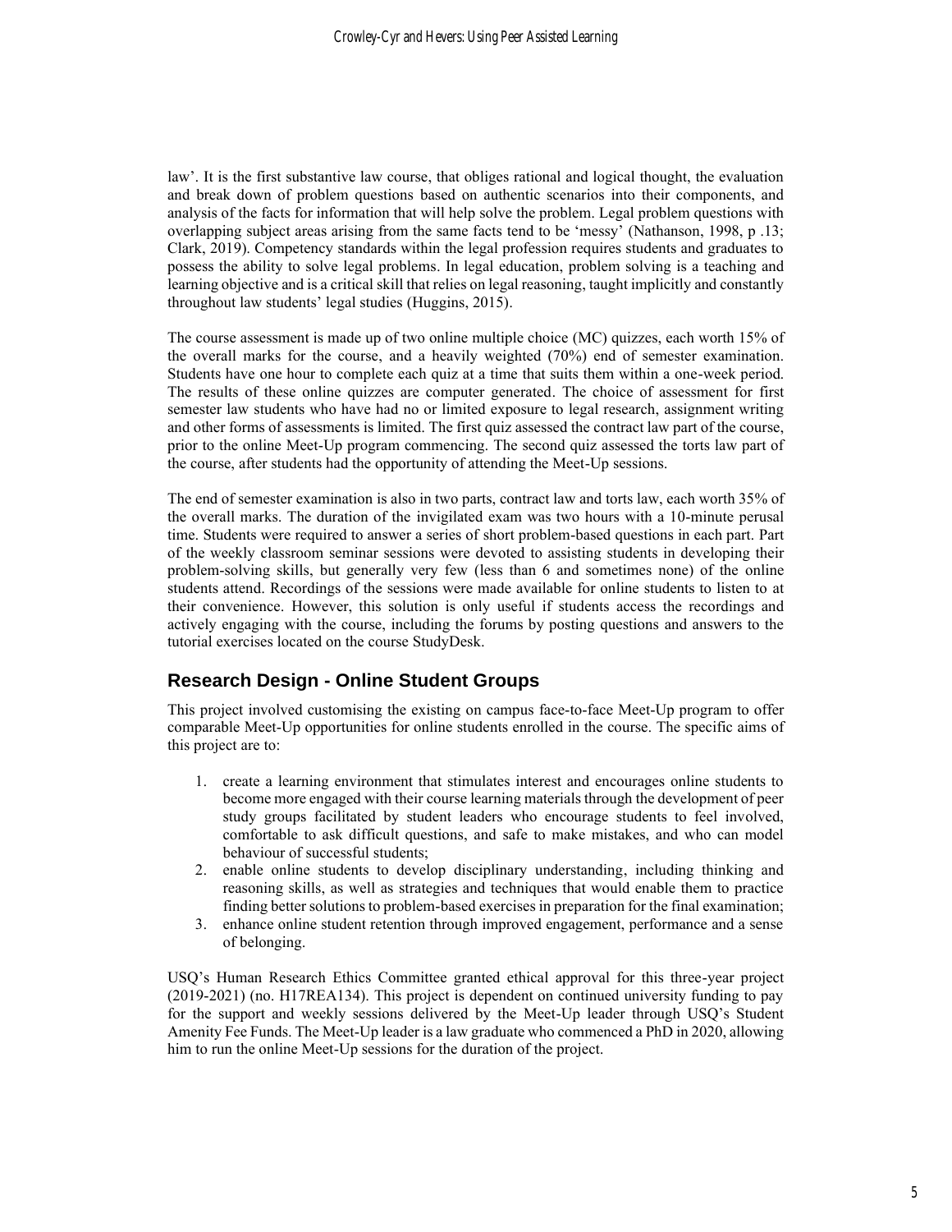law'. It is the first substantive law course, that obliges rational and logical thought, the evaluation and break down of problem questions based on authentic scenarios into their components, and analysis of the facts for information that will help solve the problem. Legal problem questions with overlapping subject areas arising from the same facts tend to be 'messy' (Nathanson, 1998, p .13; Clark, 2019). Competency standards within the legal profession requires students and graduates to possess the ability to solve legal problems. In legal education, problem solving is a teaching and learning objective and is a critical skill that relies on legal reasoning, taught implicitly and constantly throughout law students' legal studies (Huggins, 2015).

The course assessment is made up of two online multiple choice (MC) quizzes, each worth 15% of the overall marks for the course, and a heavily weighted (70%) end of semester examination. Students have one hour to complete each quiz at a time that suits them within a one-week period. The results of these online quizzes are computer generated. The choice of assessment for first semester law students who have had no or limited exposure to legal research, assignment writing and other forms of assessments is limited. The first quiz assessed the contract law part of the course, prior to the online Meet-Up program commencing. The second quiz assessed the torts law part of the course, after students had the opportunity of attending the Meet-Up sessions.

The end of semester examination is also in two parts, contract law and torts law, each worth 35% of the overall marks. The duration of the invigilated exam was two hours with a 10-minute perusal time. Students were required to answer a series of short problem-based questions in each part. Part of the weekly classroom seminar sessions were devoted to assisting students in developing their problem-solving skills, but generally very few (less than 6 and sometimes none) of the online students attend. Recordings of the sessions were made available for online students to listen to at their convenience. However, this solution is only useful if students access the recordings and actively engaging with the course, including the forums by posting questions and answers to the tutorial exercises located on the course StudyDesk.

## Research Design - Online Student Groups

This project involved customising the existing on campus face-to-face Meet-Up program to offer comparable Meet-Up opportunities for online students enrolled in the course. The specific aims of this project are to:

1. create a learning environment that stimulates interest and encourages online students to become more engaged with their course learning materials through the development of peer study groups facilitated by student leaders who encourage students to feel involved, comfortable to ask difficult questions, and safe to make mistakes, and who can model behaviour of successful students;
2. enable online students to develop disciplinary understanding, including thinking and reasoning skills, as well as strategies and techniques that would enable them to practice finding better solutions to problem-based exercises in preparation for the final examination;
3. enhance online student retention through improved engagement, performance and a sense of belonging.

USQ's Human Research Ethics Committee granted ethical approval for this three-year project (2019-2021) (no. H17REA134). This project is dependent on continued university funding to pay for the support and weekly sessions delivered by the Meet-Up leader through USQ's Student Amenity Fee Funds. The Meet-Up leader is a law graduate who commenced a PhD in 2020, allowing him to run the online Meet-Up sessions for the duration of the project.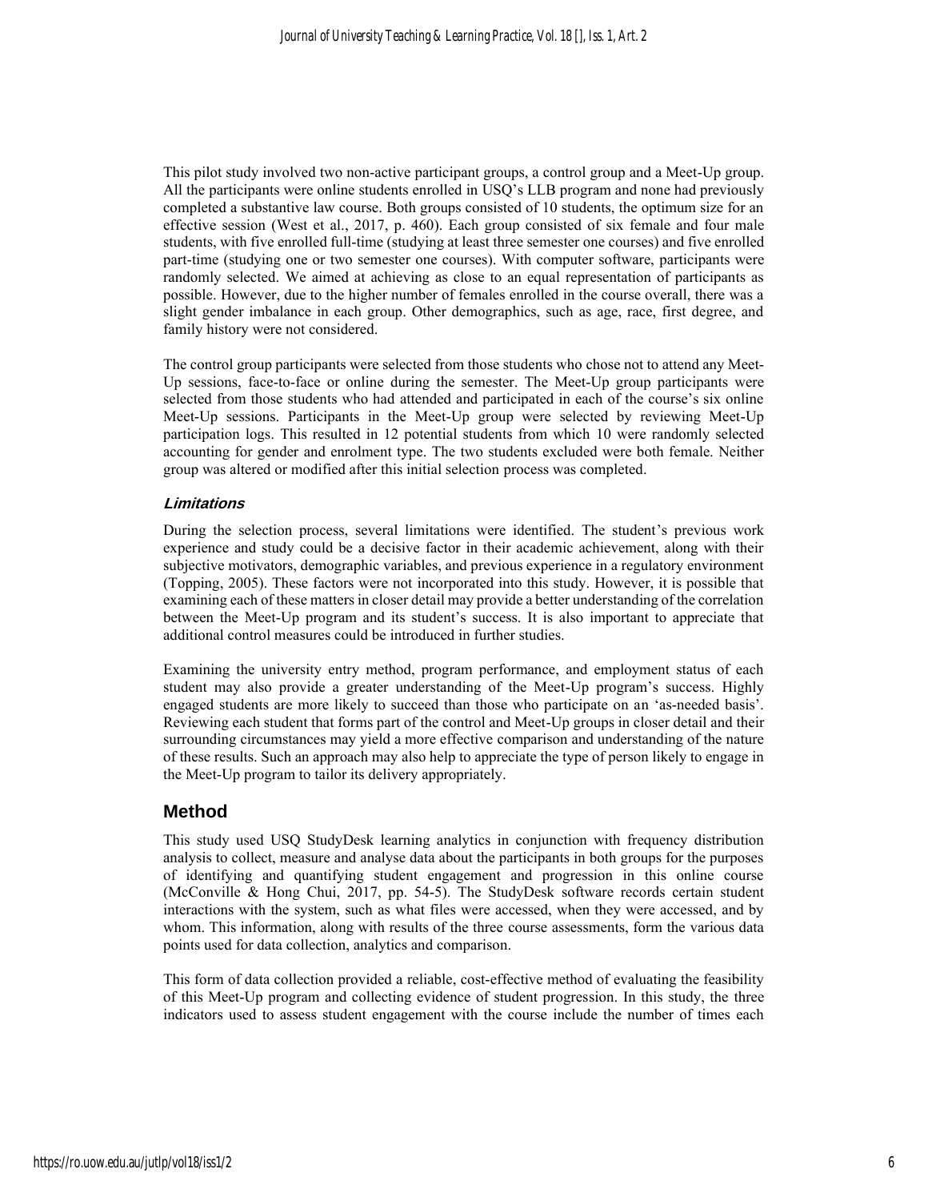This pilot study involved two non-active participant groups, a control group and a Meet-Up group. All the participants were online students enrolled in USQ's LLB program and none had previously completed a substantive law course. Both groups consisted of 10 students, the optimum size for an effective session (West et al., 2017, p. 460). Each group consisted of six female and four male students, with five enrolled full-time (studying at least three semester one courses) and five enrolled part-time (studying one or two semester one courses). With computer software, participants were randomly selected. We aimed at achieving as close to an equal representation of participants as possible. However, due to the higher number of females enrolled in the course overall, there was a slight gender imbalance in each group. Other demographics, such as age, race, first degree, and family history were not considered.

The control group participants were selected from those students who chose not to attend any Meet-Up sessions, face-to-face or online during the semester. The Meet-Up group participants were selected from those students who had attended and participated in each of the course's six online Meet-Up sessions. Participants in the Meet-Up group were selected by reviewing Meet-Up participation logs. This resulted in 12 potential students from which 10 were randomly selected accounting for gender and enrolment type. The two students excluded were both female. Neither group was altered or modified after this initial selection process was completed.

### *Limitations*

During the selection process, several limitations were identified. The student's previous work experience and study could be a decisive factor in their academic achievement, along with their subjective motivators, demographic variables, and previous experience in a regulatory environment (Topping, 2005). These factors were not incorporated into this study. However, it is possible that examining each of these matters in closer detail may provide a better understanding of the correlation between the Meet-Up program and its student's success. It is also important to appreciate that additional control measures could be introduced in further studies.

Examining the university entry method, program performance, and employment status of each student may also provide a greater understanding of the Meet-Up program's success. Highly engaged students are more likely to succeed than those who participate on an 'as-needed basis'. Reviewing each student that forms part of the control and Meet-Up groups in closer detail and their surrounding circumstances may yield a more effective comparison and understanding of the nature of these results. Such an approach may also help to appreciate the type of person likely to engage in the Meet-Up program to tailor its delivery appropriately.

## Method

This study used USQ StudyDesk learning analytics in conjunction with frequency distribution analysis to collect, measure and analyse data about the participants in both groups for the purposes of identifying and quantifying student engagement and progression in this online course (McConville & Hong Chui, 2017, pp. 54-5). The StudyDesk software records certain student interactions with the system, such as what files were accessed, when they were accessed, and by whom. This information, along with results of the three course assessments, form the various data points used for data collection, analytics and comparison.

This form of data collection provided a reliable, cost-effective method of evaluating the feasibility of this Meet-Up program and collecting evidence of student progression. In this study, the three indicators used to assess student engagement with the course include the number of times each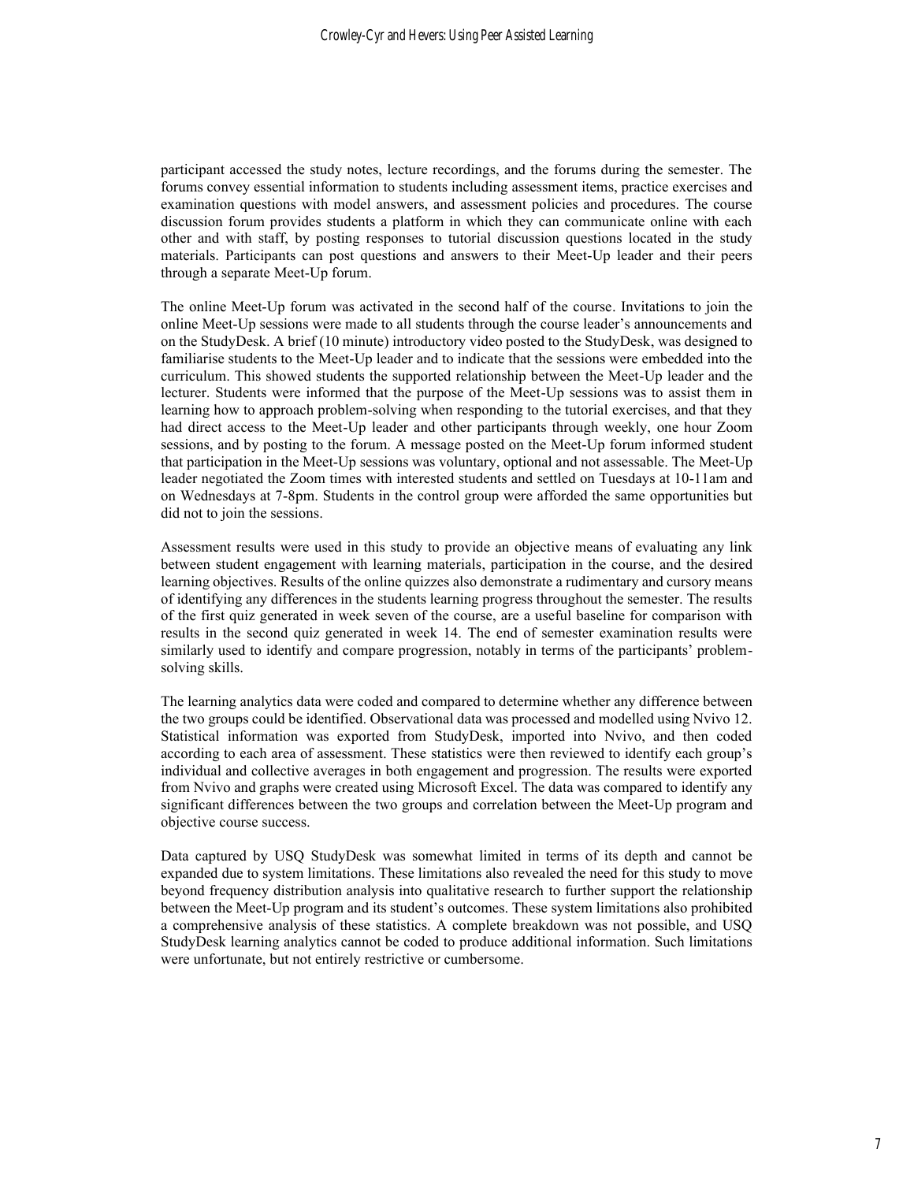participant accessed the study notes, lecture recordings, and the forums during the semester. The forums convey essential information to students including assessment items, practice exercises and examination questions with model answers, and assessment policies and procedures. The course discussion forum provides students a platform in which they can communicate online with each other and with staff, by posting responses to tutorial discussion questions located in the study materials. Participants can post questions and answers to their Meet-Up leader and their peers through a separate Meet-Up forum.

The online Meet-Up forum was activated in the second half of the course. Invitations to join the online Meet-Up sessions were made to all students through the course leader's announcements and on the StudyDesk. A brief (10 minute) introductory video posted to the StudyDesk, was designed to familiarise students to the Meet-Up leader and to indicate that the sessions were embedded into the curriculum. This showed students the supported relationship between the Meet-Up leader and the lecturer. Students were informed that the purpose of the Meet-Up sessions was to assist them in learning how to approach problem-solving when responding to the tutorial exercises, and that they had direct access to the Meet-Up leader and other participants through weekly, one hour Zoom sessions, and by posting to the forum. A message posted on the Meet-Up forum informed student that participation in the Meet-Up sessions was voluntary, optional and not assessable. The Meet-Up leader negotiated the Zoom times with interested students and settled on Tuesdays at 10-11am and on Wednesdays at 7-8pm. Students in the control group were afforded the same opportunities but did not to join the sessions.

Assessment results were used in this study to provide an objective means of evaluating any link between student engagement with learning materials, participation in the course, and the desired learning objectives. Results of the online quizzes also demonstrate a rudimentary and cursory means of identifying any differences in the students learning progress throughout the semester. The results of the first quiz generated in week seven of the course, are a useful baseline for comparison with results in the second quiz generated in week 14. The end of semester examination results were similarly used to identify and compare progression, notably in terms of the participants' problem-solving skills.

The learning analytics data were coded and compared to determine whether any difference between the two groups could be identified. Observational data was processed and modelled using Nvivo 12. Statistical information was exported from StudyDesk, imported into Nvivo, and then coded according to each area of assessment. These statistics were then reviewed to identify each group's individual and collective averages in both engagement and progression. The results were exported from Nvivo and graphs were created using Microsoft Excel. The data was compared to identify any significant differences between the two groups and correlation between the Meet-Up program and objective course success.

Data captured by USQ StudyDesk was somewhat limited in terms of its depth and cannot be expanded due to system limitations. These limitations also revealed the need for this study to move beyond frequency distribution analysis into qualitative research to further support the relationship between the Meet-Up program and its student's outcomes. These system limitations also prohibited a comprehensive analysis of these statistics. A complete breakdown was not possible, and USQ StudyDesk learning analytics cannot be coded to produce additional information. Such limitations were unfortunate, but not entirely restrictive or cumbersome.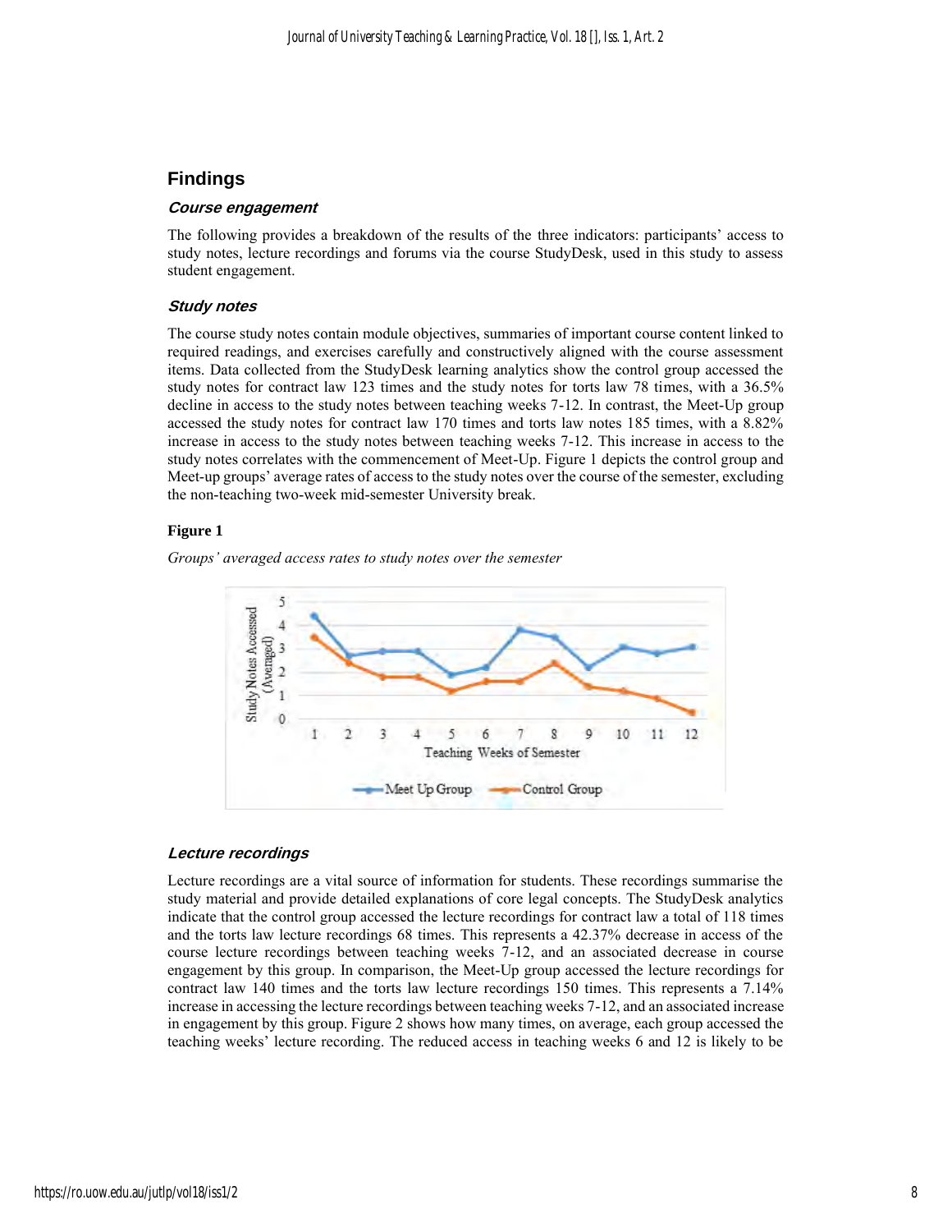## Findings

### *Course engagement*

The following provides a breakdown of the results of the three indicators: participants' access to study notes, lecture recordings and forums via the course StudyDesk, used in this study to assess student engagement.

### *Study notes*

The course study notes contain module objectives, summaries of important course content linked to required readings, and exercises carefully and constructively aligned with the course assessment items. Data collected from the StudyDesk learning analytics show the control group accessed the study notes for contract law 123 times and the study notes for torts law 78 times, with a 36.5% decline in access to the study notes between teaching weeks 7-12. In contrast, the Meet-Up group accessed the study notes for contract law 170 times and torts law notes 185 times, with a 8.82% increase in access to the study notes between teaching weeks 7-12. This increase in access to the study notes correlates with the commencement of Meet-Up. Figure 1 depicts the control group and Meet-up groups' average rates of access to the study notes over the course of the semester, excluding the non-teaching two-week mid-semester University break.

**Figure 1**

*Groups' averaged access rates to study notes over the semester*

### *Lecture recordings*

Lecture recordings are a vital source of information for students. These recordings summarise the study material and provide detailed explanations of core legal concepts. The StudyDesk analytics indicate that the control group accessed the lecture recordings for contract law a total of 118 times and the torts law lecture recordings 68 times. This represents a 42.37% decrease in access of the course lecture recordings between teaching weeks 7-12, and an associated decrease in course engagement by this group. In comparison, the Meet-Up group accessed the lecture recordings for contract law 140 times and the torts law lecture recordings 150 times. This represents a 7.14% increase in accessing the lecture recordings between teaching weeks 7-12, and an associated increase in engagement by this group. Figure 2 shows how many times, on average, each group accessed the teaching weeks' lecture recording. The reduced access in teaching weeks 6 and 12 is likely to be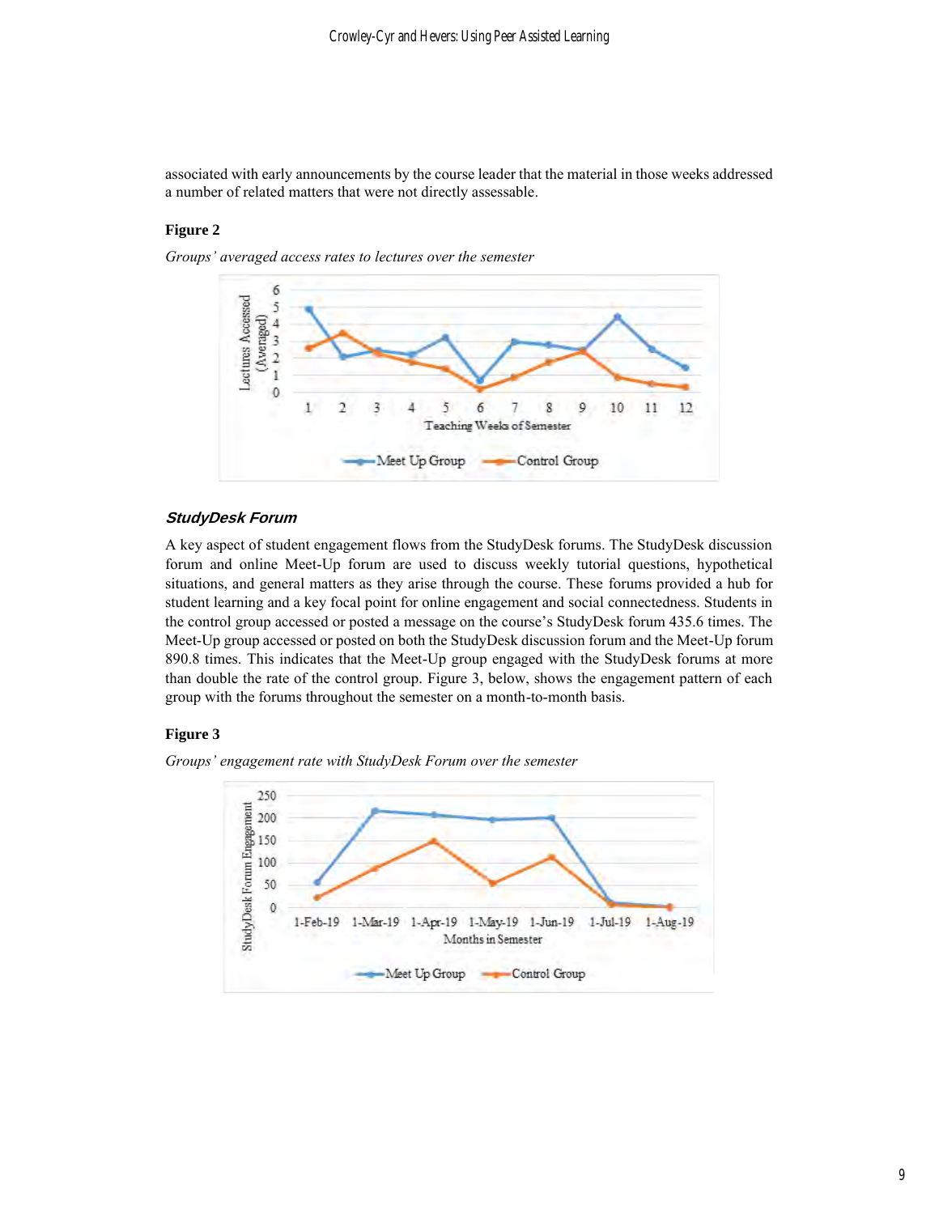associated with early announcements by the course leader that the material in those weeks addressed a number of related matters that were not directly assessable.

**Figure 2**

*Groups' averaged access rates to lectures over the semester*

### *StudyDesk Forum*

A key aspect of student engagement flows from the StudyDesk forums. The StudyDesk discussion forum and online Meet-Up forum are used to discuss weekly tutorial questions, hypothetical situations, and general matters as they arise through the course. These forums provided a hub for student learning and a key focal point for online engagement and social connectedness. Students in the control group accessed or posted a message on the course's StudyDesk forum 435.6 times. The Meet-Up group accessed or posted on both the StudyDesk discussion forum and the Meet-Up forum 890.8 times. This indicates that the Meet-Up group engaged with the StudyDesk forums at more than double the rate of the control group. Figure 3, below, shows the engagement pattern of each group with the forums throughout the semester on a month-to-month basis.

**Figure 3**

*Groups' engagement rate with StudyDesk Forum over the semester*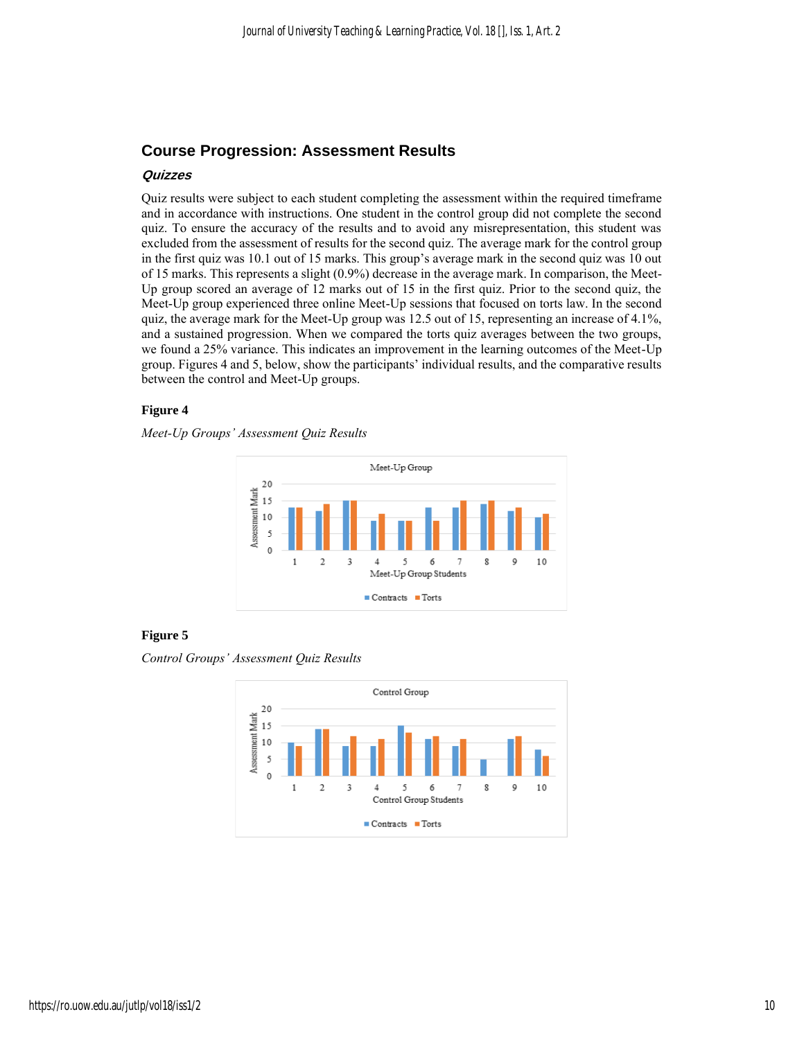## Course Progression: Assessment Results

### *Quizzes*

Quiz results were subject to each student completing the assessment within the required timeframe and in accordance with instructions. One student in the control group did not complete the second quiz. To ensure the accuracy of the results and to avoid any misrepresentation, this student was excluded from the assessment of results for the second quiz. The average mark for the control group in the first quiz was 10.1 out of 15 marks. This group's average mark in the second quiz was 10 out of 15 marks. This represents a slight (0.9%) decrease in the average mark. In comparison, the Meet-Up group scored an average of 12 marks out of 15 in the first quiz. Prior to the second quiz, the Meet-Up group experienced three online Meet-Up sessions that focused on torts law. In the second quiz, the average mark for the Meet-Up group was 12.5 out of 15, representing an increase of 4.1%, and a sustained progression. When we compared the torts quiz averages between the two groups, we found a 25% variance. This indicates an improvement in the learning outcomes of the Meet-Up group. Figures 4 and 5, below, show the participants' individual results, and the comparative results between the control and Meet-Up groups.

**Figure 4**

*Meet-Up Groups' Assessment Quiz Results*

**Figure 5**

*Control Groups' Assessment Quiz Results*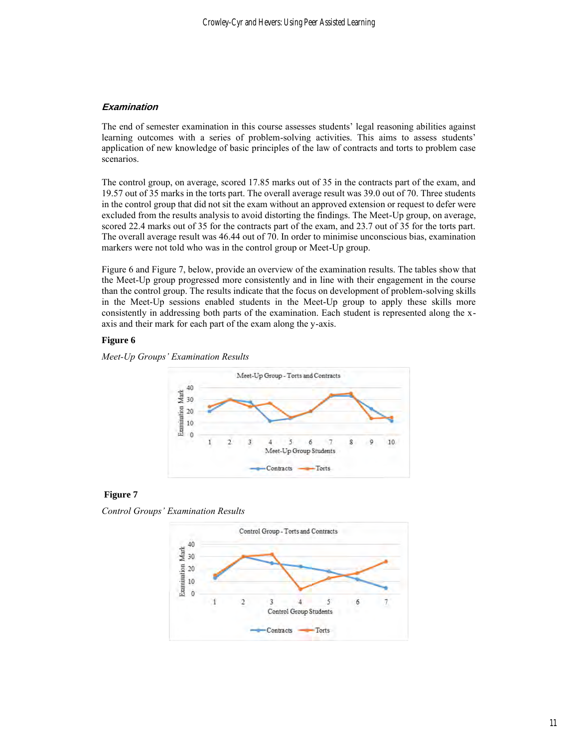### *Examination*

The end of semester examination in this course assesses students' legal reasoning abilities against learning outcomes with a series of problem-solving activities. This aims to assess students' application of new knowledge of basic principles of the law of contracts and torts to problem case scenarios.

The control group, on average, scored 17.85 marks out of 35 in the contracts part of the exam, and 19.57 out of 35 marks in the torts part. The overall average result was 39.0 out of 70. Three students in the control group that did not sit the exam without an approved extension or request to defer were excluded from the results analysis to avoid distorting the findings. The Meet-Up group, on average, scored 22.4 marks out of 35 for the contracts part of the exam, and 23.7 out of 35 for the torts part. The overall average result was 46.44 out of 70. In order to minimise unconscious bias, examination markers were not told who was in the control group or Meet-Up group.

Figure 6 and Figure 7, below, provide an overview of the examination results. The tables show that the Meet-Up group progressed more consistently and in line with their engagement in the course than the control group. The results indicate that the focus on development of problem-solving skills in the Meet-Up sessions enabled students in the Meet-Up group to apply these skills more consistently in addressing both parts of the examination. Each student is represented along the x-axis and their mark for each part of the exam along the y-axis.

**Figure 6**

*Meet-Up Groups' Examination Results*

**Figure 7**

*Control Groups' Examination Results*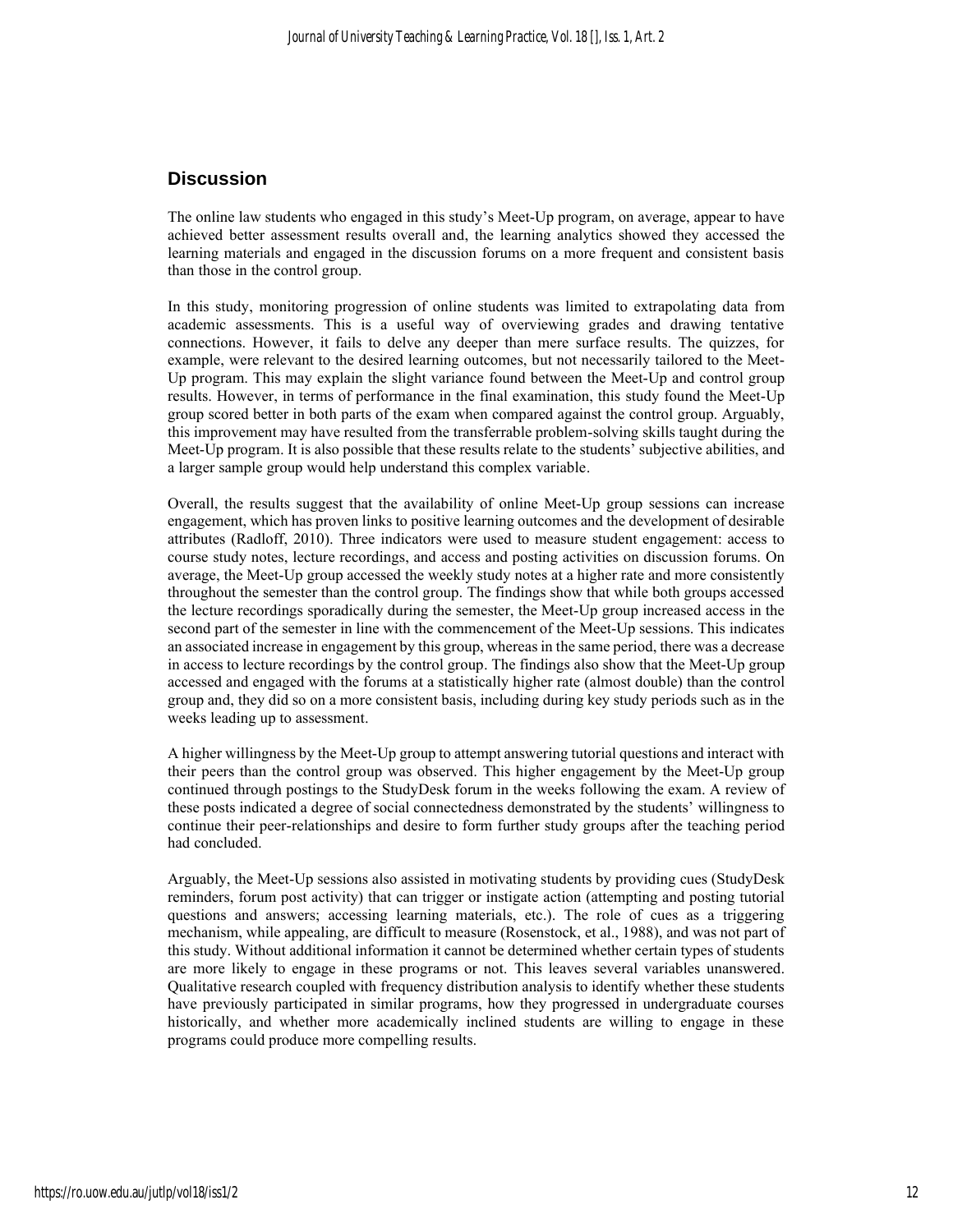## Discussion

The online law students who engaged in this study's Meet-Up program, on average, appear to have achieved better assessment results overall and, the learning analytics showed they accessed the learning materials and engaged in the discussion forums on a more frequent and consistent basis than those in the control group.

In this study, monitoring progression of online students was limited to extrapolating data from academic assessments. This is a useful way of overviewing grades and drawing tentative connections. However, it fails to delve any deeper than mere surface results. The quizzes, for example, were relevant to the desired learning outcomes, but not necessarily tailored to the Meet-Up program. This may explain the slight variance found between the Meet-Up and control group results. However, in terms of performance in the final examination, this study found the Meet-Up group scored better in both parts of the exam when compared against the control group. Arguably, this improvement may have resulted from the transferrable problem-solving skills taught during the Meet-Up program. It is also possible that these results relate to the students' subjective abilities, and a larger sample group would help understand this complex variable.

Overall, the results suggest that the availability of online Meet-Up group sessions can increase engagement, which has proven links to positive learning outcomes and the development of desirable attributes (Radloff, 2010). Three indicators were used to measure student engagement: access to course study notes, lecture recordings, and access and posting activities on discussion forums. On average, the Meet-Up group accessed the weekly study notes at a higher rate and more consistently throughout the semester than the control group. The findings show that while both groups accessed the lecture recordings sporadically during the semester, the Meet-Up group increased access in the second part of the semester in line with the commencement of the Meet-Up sessions. This indicates an associated increase in engagement by this group, whereas in the same period, there was a decrease in access to lecture recordings by the control group. The findings also show that the Meet-Up group accessed and engaged with the forums at a statistically higher rate (almost double) than the control group and, they did so on a more consistent basis, including during key study periods such as in the weeks leading up to assessment.

A higher willingness by the Meet-Up group to attempt answering tutorial questions and interact with their peers than the control group was observed. This higher engagement by the Meet-Up group continued through postings to the StudyDesk forum in the weeks following the exam. A review of these posts indicated a degree of social connectedness demonstrated by the students' willingness to continue their peer-relationships and desire to form further study groups after the teaching period had concluded.

Arguably, the Meet-Up sessions also assisted in motivating students by providing cues (StudyDesk reminders, forum post activity) that can trigger or instigate action (attempting and posting tutorial questions and answers; accessing learning materials, etc.). The role of cues as a triggering mechanism, while appealing, are difficult to measure (Rosenstock, et al., 1988), and was not part of this study. Without additional information it cannot be determined whether certain types of students are more likely to engage in these programs or not. This leaves several variables unanswered. Qualitative research coupled with frequency distribution analysis to identify whether these students have previously participated in similar programs, how they progressed in undergraduate courses historically, and whether more academically inclined students are willing to engage in these programs could produce more compelling results.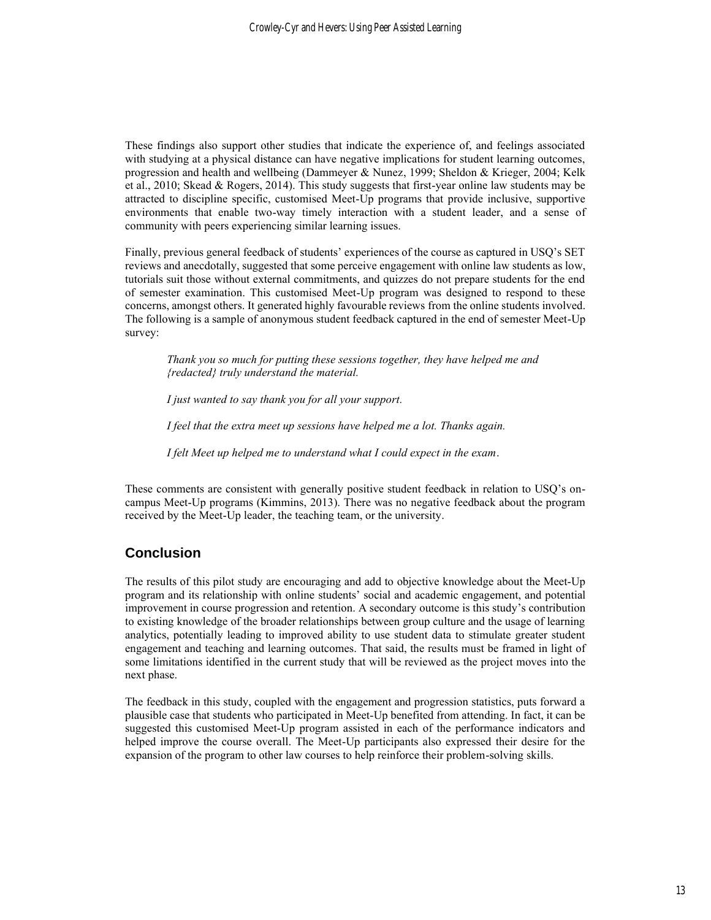These findings also support other studies that indicate the experience of, and feelings associated with studying at a physical distance can have negative implications for student learning outcomes, progression and health and wellbeing (Dammeyer & Nunez, 1999; Sheldon & Krieger, 2004; Kelk et al., 2010; Skead & Rogers, 2014). This study suggests that first-year online law students may be attracted to discipline specific, customised Meet-Up programs that provide inclusive, supportive environments that enable two-way timely interaction with a student leader, and a sense of community with peers experiencing similar learning issues.

Finally, previous general feedback of students' experiences of the course as captured in USQ's SET reviews and anecdotally, suggested that some perceive engagement with online law students as low, tutorials suit those without external commitments, and quizzes do not prepare students for the end of semester examination. This customised Meet-Up program was designed to respond to these concerns, amongst others. It generated highly favourable reviews from the online students involved. The following is a sample of anonymous student feedback captured in the end of semester Meet-Up survey:

> *Thank you so much for putting these sessions together, they have helped me and {redacted} truly understand the material.*
>
> *I just wanted to say thank you for all your support.*
>
> *I feel that the extra meet up sessions have helped me a lot. Thanks again.*
>
> *I felt Meet up helped me to understand what I could expect in the exam.*

These comments are consistent with generally positive student feedback in relation to USQ's on-campus Meet-Up programs (Kimmins, 2013). There was no negative feedback about the program received by the Meet-Up leader, the teaching team, or the university.

## Conclusion

The results of this pilot study are encouraging and add to objective knowledge about the Meet-Up program and its relationship with online students' social and academic engagement, and potential improvement in course progression and retention. A secondary outcome is this study's contribution to existing knowledge of the broader relationships between group culture and the usage of learning analytics, potentially leading to improved ability to use student data to stimulate greater student engagement and teaching and learning outcomes. That said, the results must be framed in light of some limitations identified in the current study that will be reviewed as the project moves into the next phase.

The feedback in this study, coupled with the engagement and progression statistics, puts forward a plausible case that students who participated in Meet-Up benefited from attending. In fact, it can be suggested this customised Meet-Up program assisted in each of the performance indicators and helped improve the course overall. The Meet-Up participants also expressed their desire for the expansion of the program to other law courses to help reinforce their problem-solving skills.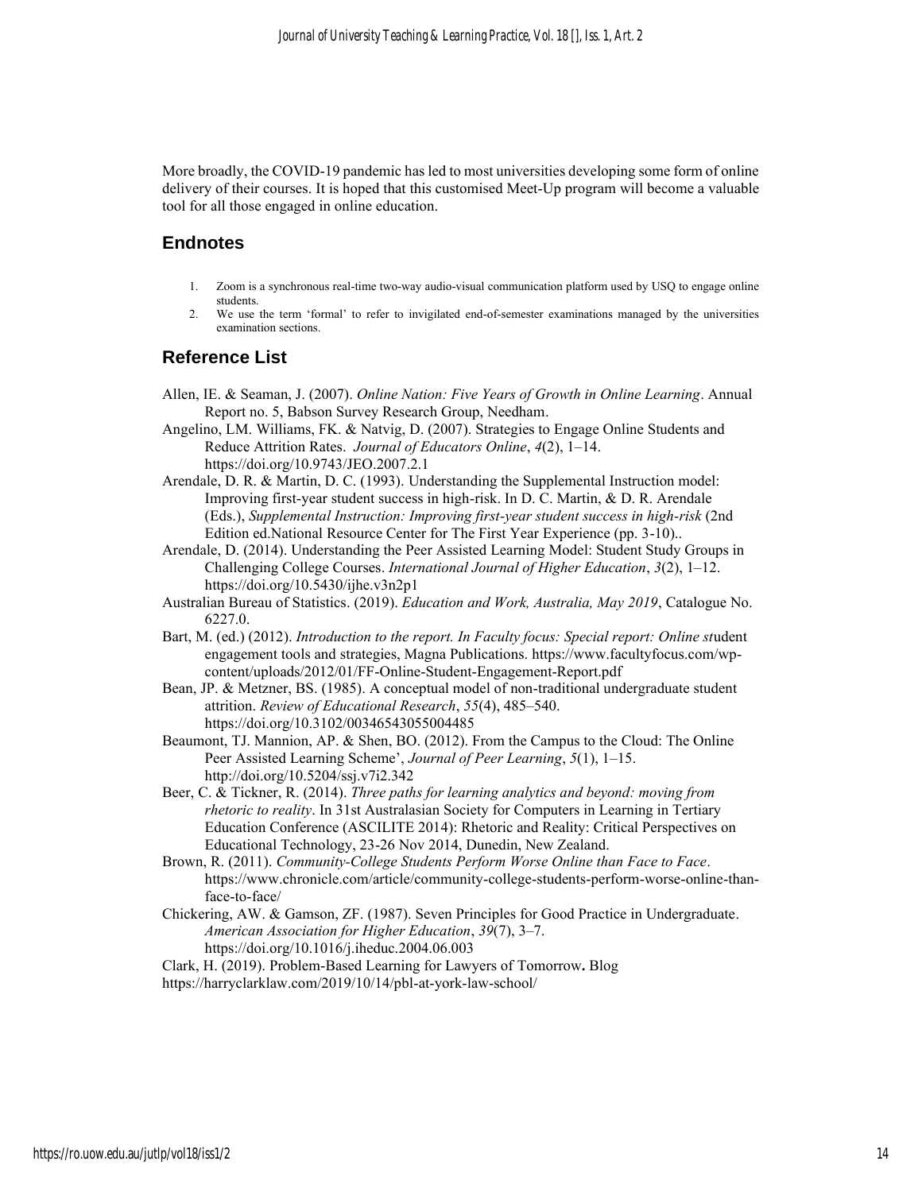More broadly, the COVID-19 pandemic has led to most universities developing some form of online delivery of their courses. It is hoped that this customised Meet-Up program will become a valuable tool for all those engaged in online education.

## Endnotes

1. Zoom is a synchronous real-time two-way audio-visual communication platform used by USQ to engage online students.
2. We use the term 'formal' to refer to invigilated end-of-semester examinations managed by the universities examination sections.

## Reference List

Allen, IE. & Seaman, J. (2007). *Online Nation: Five Years of Growth in Online Learning*. Annual Report no. 5, Babson Survey Research Group, Needham.

Angelino, LM. Williams, FK. & Natvig, D. (2007). Strategies to Engage Online Students and Reduce Attrition Rates. *Journal of Educators Online*, *4*(2), 1–14. https://doi.org/10.9743/JEO.2007.2.1

Arendale, D. R. & Martin, D. C. (1993). Understanding the Supplemental Instruction model: Improving first-year student success in high-risk. In D. C. Martin, & D. R. Arendale (Eds.), *Supplemental Instruction: Improving first-year student success in high-risk* (2nd Edition ed.National Resource Center for The First Year Experience (pp. 3-10)..

Arendale, D. (2014). Understanding the Peer Assisted Learning Model: Student Study Groups in Challenging College Courses. *International Journal of Higher Education*, *3*(2), 1–12. https://doi.org/10.5430/ijhe.v3n2p1

Australian Bureau of Statistics. (2019). *Education and Work, Australia, May 2019*, Catalogue No. 6227.0.

Bart, M. (ed.) (2012). *Introduction to the report. In Faculty focus: Special report: Online st*udent engagement tools and strategies, Magna Publications. https://www.facultyfocus.com/wp-content/uploads/2012/01/FF-Online-Student-Engagement-Report.pdf

Bean, JP. & Metzner, BS. (1985). A conceptual model of non-traditional undergraduate student attrition. *Review of Educational Research*, *55*(4), 485–540. https://doi.org/10.3102/00346543055004485

Beaumont, TJ. Mannion, AP. & Shen, BO. (2012). From the Campus to the Cloud: The Online Peer Assisted Learning Scheme', *Journal of Peer Learning*, *5*(1), 1–15. http://doi.org/10.5204/ssj.v7i2.342

Beer, C. & Tickner, R. (2014). *Three paths for learning analytics and beyond: moving from rhetoric to reality*. In 31st Australasian Society for Computers in Learning in Tertiary Education Conference (ASCILITE 2014): Rhetoric and Reality: Critical Perspectives on Educational Technology, 23-26 Nov 2014, Dunedin, New Zealand.

Brown, R. (2011). *Community-College Students Perform Worse Online than Face to Face*. https://www.chronicle.com/article/community-college-students-perform-worse-online-than-face-to-face/

Chickering, AW. & Gamson, ZF. (1987). Seven Principles for Good Practice in Undergraduate. *American Association for Higher Education*, *39*(7), 3–7. https://doi.org/10.1016/j.iheduc.2004.06.003

Clark, H. (2019). Problem-Based Learning for Lawyers of Tomorrow**.** Blog https://harryclarklaw.com/2019/10/14/pbl-at-york-law-school/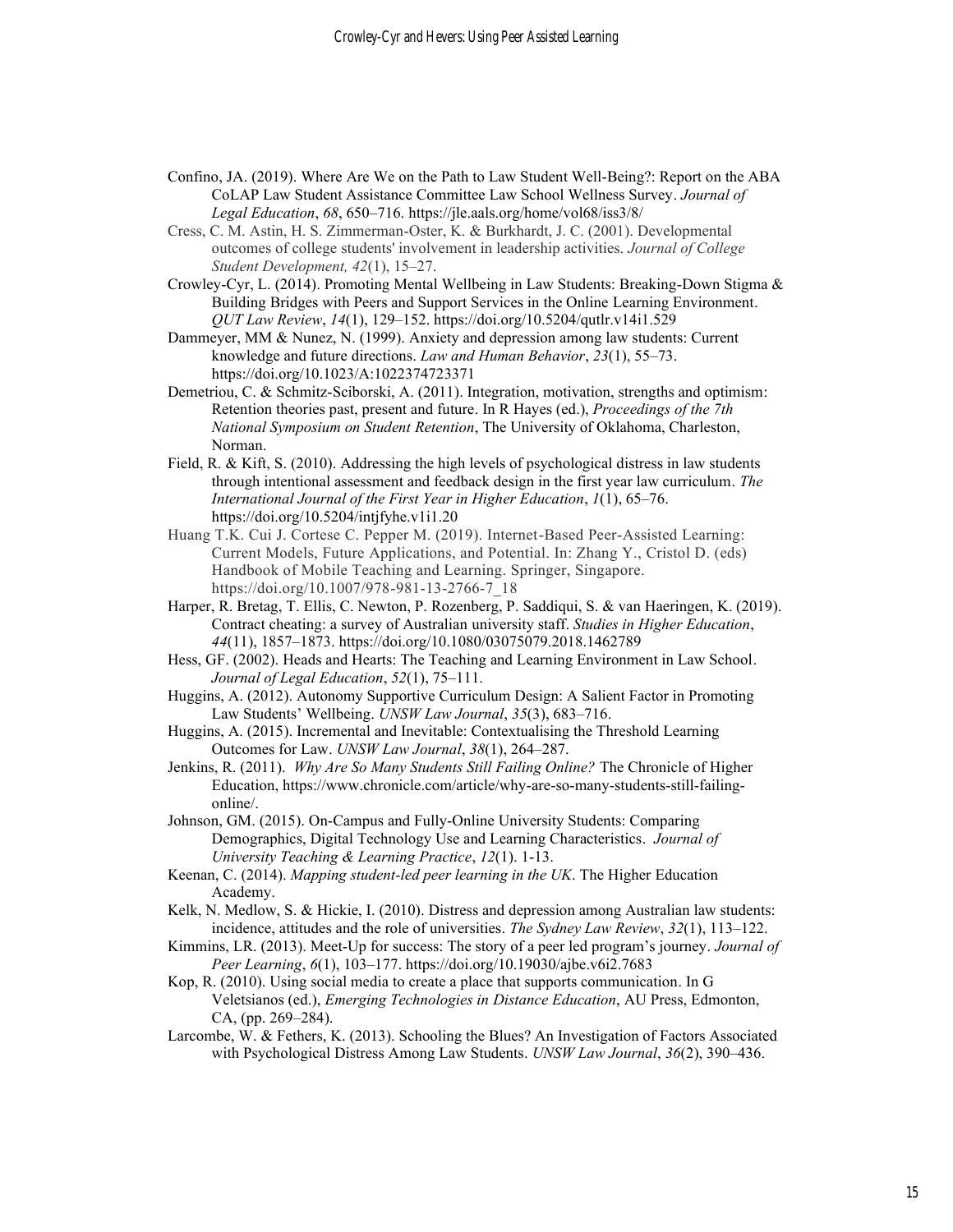Confino, JA. (2019). Where Are We on the Path to Law Student Well-Being?: Report on the ABA CoLAP Law Student Assistance Committee Law School Wellness Survey. *Journal of Legal Education*, *68*, 650–716. https://jle.aals.org/home/vol68/iss3/8/

Cress, C. M. Astin, H. S. Zimmerman-Oster, K. & Burkhardt, J. C. (2001). Developmental outcomes of college students' involvement in leadership activities. *Journal of College Student Development, 42*(1), 15–27.

Crowley-Cyr, L. (2014). Promoting Mental Wellbeing in Law Students: Breaking-Down Stigma & Building Bridges with Peers and Support Services in the Online Learning Environment. *QUT Law Review*, *14*(1), 129–152. https://doi.org/10.5204/qutlr.v14i1.529

Dammeyer, MM & Nunez, N. (1999). Anxiety and depression among law students: Current knowledge and future directions. *Law and Human Behavior*, *23*(1), 55–73. https://doi.org/10.1023/A:1022374723371

Demetriou, C. & Schmitz-Sciborski, A. (2011). Integration, motivation, strengths and optimism: Retention theories past, present and future. In R Hayes (ed.), *Proceedings of the 7th National Symposium on Student Retention*, The University of Oklahoma, Charleston, Norman.

Field, R. & Kift, S. (2010). Addressing the high levels of psychological distress in law students through intentional assessment and feedback design in the first year law curriculum. *The International Journal of the First Year in Higher Education*, *1*(1), 65–76. https://doi.org/10.5204/intjfyhe.v1i1.20

Huang T.K. Cui J. Cortese C. Pepper M. (2019). Internet-Based Peer-Assisted Learning: Current Models, Future Applications, and Potential. In: Zhang Y., Cristol D. (eds) Handbook of Mobile Teaching and Learning. Springer, Singapore. https://doi.org/10.1007/978-981-13-2766-7_18

Harper, R. Bretag, T. Ellis, C. Newton, P. Rozenberg, P. Saddiqui, S. & van Haeringen, K. (2019). Contract cheating: a survey of Australian university staff. *Studies in Higher Education*, *44*(11), 1857–1873. https://doi.org/10.1080/03075079.2018.1462789

Hess, GF. (2002). Heads and Hearts: The Teaching and Learning Environment in Law School. *Journal of Legal Education*, *52*(1), 75–111.

Huggins, A. (2012). Autonomy Supportive Curriculum Design: A Salient Factor in Promoting Law Students' Wellbeing. *UNSW Law Journal*, *35*(3), 683–716.

Huggins, A. (2015). Incremental and Inevitable: Contextualising the Threshold Learning Outcomes for Law. *UNSW Law Journal*, *38*(1), 264–287.

Jenkins, R. (2011). *Why Are So Many Students Still Failing Online?* The Chronicle of Higher Education, https://www.chronicle.com/article/why-are-so-many-students-still-failing-online/.

Johnson, GM. (2015). On-Campus and Fully-Online University Students: Comparing Demographics, Digital Technology Use and Learning Characteristics. *Journal of University Teaching & Learning Practice*, *12*(1). 1-13.

Keenan, C. (2014). *Mapping student-led peer learning in the UK*. The Higher Education Academy.

Kelk, N. Medlow, S. & Hickie, I. (2010). Distress and depression among Australian law students: incidence, attitudes and the role of universities. *The Sydney Law Review*, *32*(1), 113–122.

Kimmins, LR. (2013). Meet-Up for success: The story of a peer led program's journey. *Journal of Peer Learning*, *6*(1), 103–177. https://doi.org/10.19030/ajbe.v6i2.7683

Kop, R. (2010). Using social media to create a place that supports communication. In G Veletsianos (ed.), *Emerging Technologies in Distance Education*, AU Press, Edmonton, CA, (pp. 269–284).

Larcombe, W. & Fethers, K. (2013). Schooling the Blues? An Investigation of Factors Associated with Psychological Distress Among Law Students. *UNSW Law Journal*, *36*(2), 390–436.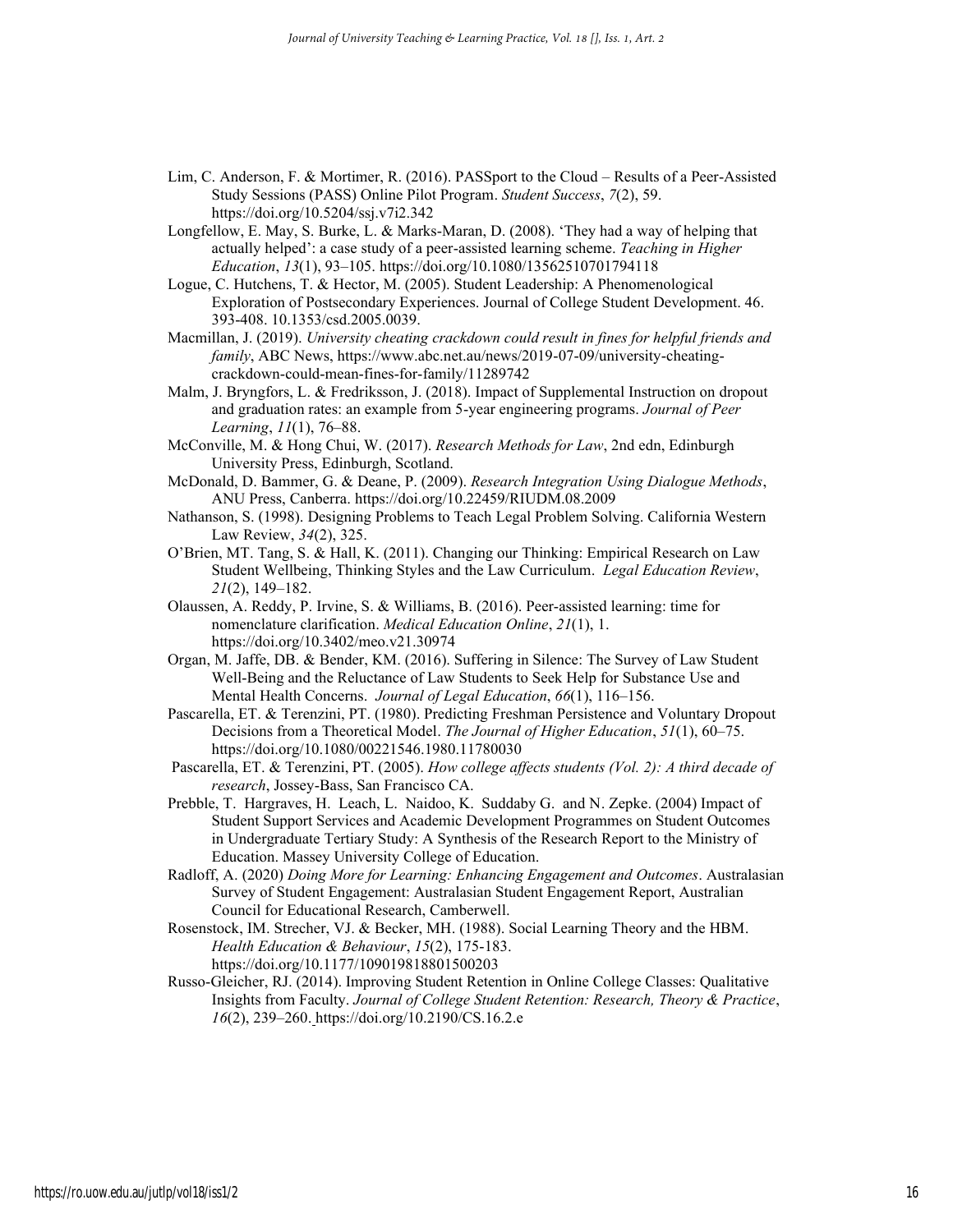Lim, C. Anderson, F. & Mortimer, R. (2016). PASSport to the Cloud – Results of a Peer-Assisted Study Sessions (PASS) Online Pilot Program. *Student Success*, *7*(2), 59. https://doi.org/10.5204/ssj.v7i2.342

Longfellow, E. May, S. Burke, L. & Marks-Maran, D. (2008). 'They had a way of helping that actually helped': a case study of a peer-assisted learning scheme. *Teaching in Higher Education*, *13*(1), 93–105. https://doi.org/10.1080/13562510701794118

Logue, C. Hutchens, T. & Hector, M. (2005). Student Leadership: A Phenomenological Exploration of Postsecondary Experiences. Journal of College Student Development. 46. 393-408. 10.1353/csd.2005.0039.

Macmillan, J. (2019). *University cheating crackdown could result in fines for helpful friends and family*, ABC News, https://www.abc.net.au/news/2019-07-09/university-cheating-crackdown-could-mean-fines-for-family/11289742

Malm, J. Bryngfors, L. & Fredriksson, J. (2018). Impact of Supplemental Instruction on dropout and graduation rates: an example from 5-year engineering programs. *Journal of Peer Learning*, *11*(1), 76–88.

McConville, M. & Hong Chui, W. (2017). *Research Methods for Law*, 2nd edn, Edinburgh University Press, Edinburgh, Scotland.

McDonald, D. Bammer, G. & Deane, P. (2009). *Research Integration Using Dialogue Methods*, ANU Press, Canberra. https://doi.org/10.22459/RIUDM.08.2009

Nathanson, S. (1998). Designing Problems to Teach Legal Problem Solving. California Western Law Review, *34*(2), 325.

O'Brien, MT. Tang, S. & Hall, K. (2011). Changing our Thinking: Empirical Research on Law Student Wellbeing, Thinking Styles and the Law Curriculum. *Legal Education Review*, *21*(2), 149–182.

Olaussen, A. Reddy, P. Irvine, S. & Williams, B. (2016). Peer-assisted learning: time for nomenclature clarification. *Medical Education Online*, *21*(1), 1. https://doi.org/10.3402/meo.v21.30974

Organ, M. Jaffe, DB. & Bender, KM. (2016). Suffering in Silence: The Survey of Law Student Well-Being and the Reluctance of Law Students to Seek Help for Substance Use and Mental Health Concerns. *Journal of Legal Education*, *66*(1), 116–156.

Pascarella, ET. & Terenzini, PT. (1980). Predicting Freshman Persistence and Voluntary Dropout Decisions from a Theoretical Model. *The Journal of Higher Education*, *51*(1), 60–75. https://doi.org/10.1080/00221546.1980.11780030

Pascarella, ET. & Terenzini, PT. (2005). *How college affects students (Vol. 2): A third decade of research*, Jossey-Bass, San Francisco CA.

Prebble, T. Hargraves, H. Leach, L. Naidoo, K. Suddaby G. and N. Zepke. (2004) Impact of Student Support Services and Academic Development Programmes on Student Outcomes in Undergraduate Tertiary Study: A Synthesis of the Research Report to the Ministry of Education. Massey University College of Education.

Radloff, A. (2020) *Doing More for Learning: Enhancing Engagement and Outcomes*. Australasian Survey of Student Engagement: Australasian Student Engagement Report, Australian Council for Educational Research, Camberwell.

Rosenstock, IM. Strecher, VJ. & Becker, MH. (1988). Social Learning Theory and the HBM. *Health Education & Behaviour*, *15*(2), 175-183. https://doi.org/10.1177/109019818801500203

Russo-Gleicher, RJ. (2014). Improving Student Retention in Online College Classes: Qualitative Insights from Faculty. *Journal of College Student Retention: Research, Theory & Practice*, *16*(2), 239–260. https://doi.org/10.2190/CS.16.2.e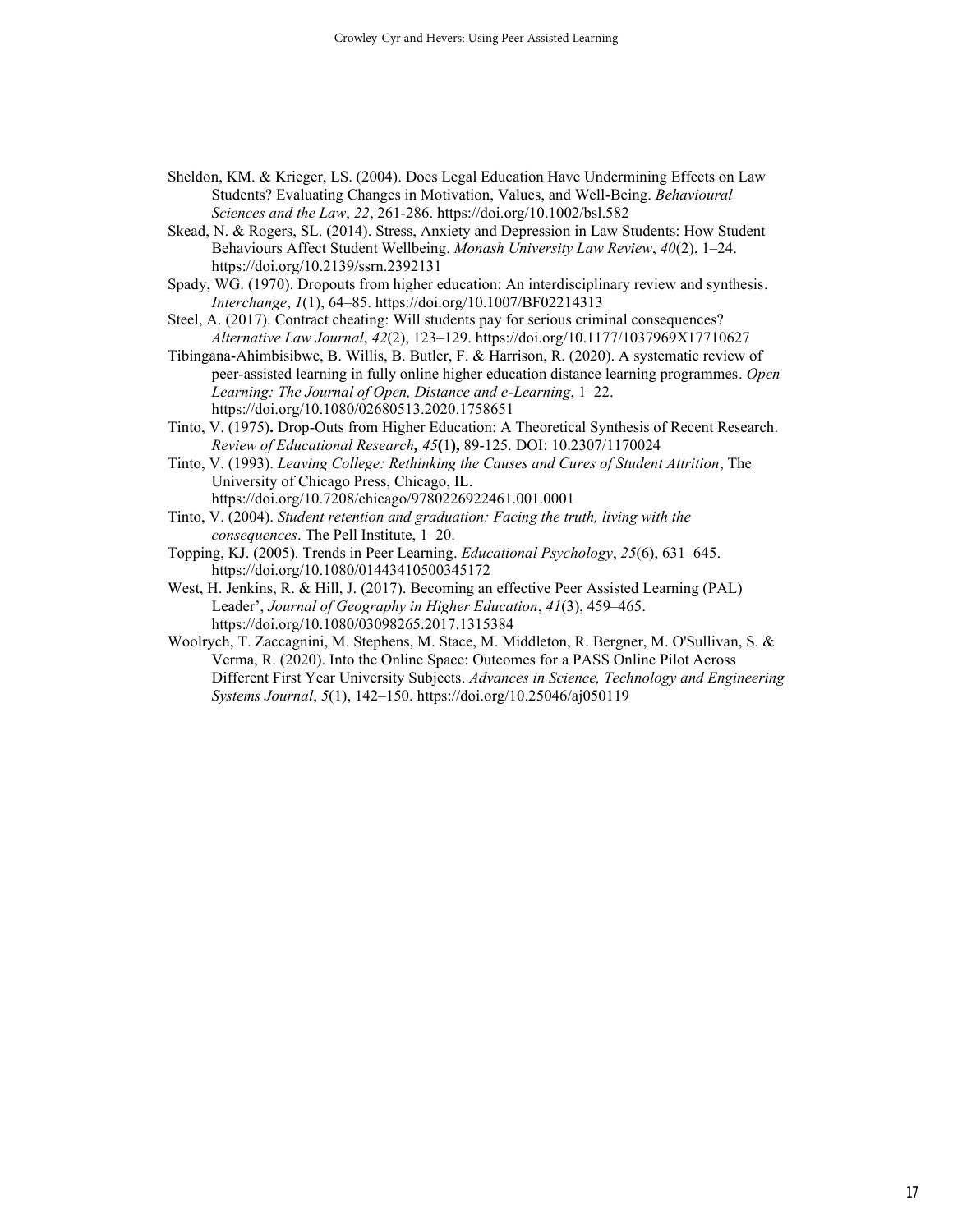Sheldon, KM. & Krieger, LS. (2004). Does Legal Education Have Undermining Effects on Law Students? Evaluating Changes in Motivation, Values, and Well-Being. *Behavioural Sciences and the Law*, *22*, 261-286. https://doi.org/10.1002/bsl.582

Skead, N. & Rogers, SL. (2014). Stress, Anxiety and Depression in Law Students: How Student Behaviours Affect Student Wellbeing. *Monash University Law Review*, *40*(2), 1–24. https://doi.org/10.2139/ssrn.2392131

Spady, WG. (1970). Dropouts from higher education: An interdisciplinary review and synthesis. *Interchange*, *1*(1), 64–85. https://doi.org/10.1007/BF02214313

Steel, A. (2017). Contract cheating: Will students pay for serious criminal consequences? *Alternative Law Journal*, *42*(2), 123–129. https://doi.org/10.1177/1037969X17710627

Tibingana-Ahimbisibwe, B. Willis, B. Butler, F. & Harrison, R. (2020). A systematic review of peer-assisted learning in fully online higher education distance learning programmes. *Open Learning: The Journal of Open, Distance and e-Learning*, 1–22. https://doi.org/10.1080/02680513.2020.1758651

Tinto, V. (1975**).** Drop-Outs from Higher Education: A Theoretical Synthesis of Recent Research. *Review of Educational Research***,** *45***(1),** 89-125. DOI: 10.2307/1170024

Tinto, V. (1993). *Leaving College: Rethinking the Causes and Cures of Student Attrition*, The University of Chicago Press, Chicago, IL. https://doi.org/10.7208/chicago/9780226922461.001.0001

Tinto, V. (2004). *Student retention and graduation: Facing the truth, living with the consequences*. The Pell Institute, 1–20.

Topping, KJ. (2005). Trends in Peer Learning. *Educational Psychology*, *25*(6), 631–645. https://doi.org/10.1080/01443410500345172

West, H. Jenkins, R. & Hill, J. (2017). Becoming an effective Peer Assisted Learning (PAL) Leader', *Journal of Geography in Higher Education*, *41*(3), 459–465. https://doi.org/10.1080/03098265.2017.1315384

Woolrych, T. Zaccagnini, M. Stephens, M. Stace, M. Middleton, R. Bergner, M. O'Sullivan, S. & Verma, R. (2020). Into the Online Space: Outcomes for a PASS Online Pilot Across Different First Year University Subjects. *Advances in Science, Technology and Engineering Systems Journal*, *5*(1), 142–150. https://doi.org/10.25046/aj050119